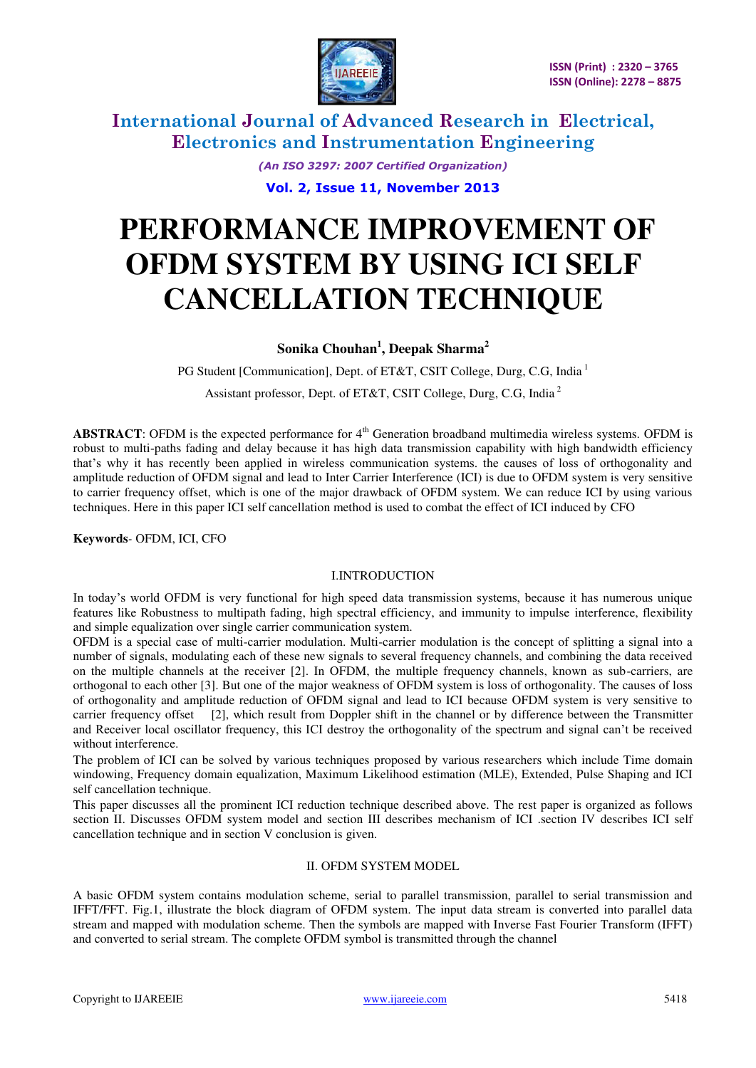# PERFORMANCE IMPROVEMENT OF OFDM SYSTEM BY USING ICI SELF CANCELLATION TECHNIQUE

**Sonika Chouhan[1], Deepak Sharma[2]**

PG Student [Communication], Dept. of ET&T, CSIT College, Durg, C.G, India [1]

Assistant professor, Dept. of ET&T, CSIT College, Durg, C.G, India [2]

**ABSTRACT**: OFDM is the expected performance for 4$^{th}$ Generation broadband multimedia wireless systems. OFDM is robust to multi-paths fading and delay because it has high data transmission capability with high bandwidth efficiency that's why it has recently been applied in wireless communication systems. the causes of loss of orthogonality and amplitude reduction of OFDM signal and lead to Inter Carrier Interference (ICI) is due to OFDM system is very sensitive to carrier frequency offset, which is one of the major drawback of OFDM system. We can reduce ICI by using various techniques. Here in this paper ICI self cancellation method is used to combat the effect of ICI induced by CFO

**Keywords**- OFDM, ICI, CFO

## I.INTRODUCTION

In today's world OFDM is very functional for high speed data transmission systems, because it has numerous unique features like Robustness to multipath fading, high spectral efficiency, and immunity to impulse interference, flexibility and simple equalization over single carrier communication system.

OFDM is a special case of multi-carrier modulation. Multi-carrier modulation is the concept of splitting a signal into a number of signals, modulating each of these new signals to several frequency channels, and combining the data received on the multiple channels at the receiver [2]. In OFDM, the multiple frequency channels, known as sub-carriers, are orthogonal to each other [3]. But one of the major weakness of OFDM system is loss of orthogonality. The causes of loss of orthogonality and amplitude reduction of OFDM signal and lead to ICI because OFDM system is very sensitive to carrier frequency offset [2], which result from Doppler shift in the channel or by difference between the Transmitter and Receiver local oscillator frequency, this ICI destroy the orthogonality of the spectrum and signal can't be received without interference.

The problem of ICI can be solved by various techniques proposed by various researchers which include Time domain windowing, Frequency domain equalization, Maximum Likelihood estimation (MLE), Extended, Pulse Shaping and ICI self cancellation technique.

This paper discusses all the prominent ICI reduction technique described above. The rest paper is organized as follows section II. Discusses OFDM system model and section III describes mechanism of ICI .section IV describes ICI self cancellation technique and in section V conclusion is given.

## II. OFDM SYSTEM MODEL

A basic OFDM system contains modulation scheme, serial to parallel transmission, parallel to serial transmission and IFFT/FFT. Fig.1, illustrate the block diagram of OFDM system. The input data stream is converted into parallel data stream and mapped with modulation scheme. Then the symbols are mapped with Inverse Fast Fourier Transform (IFFT) and converted to serial stream. The complete OFDM symbol is transmitted through the channel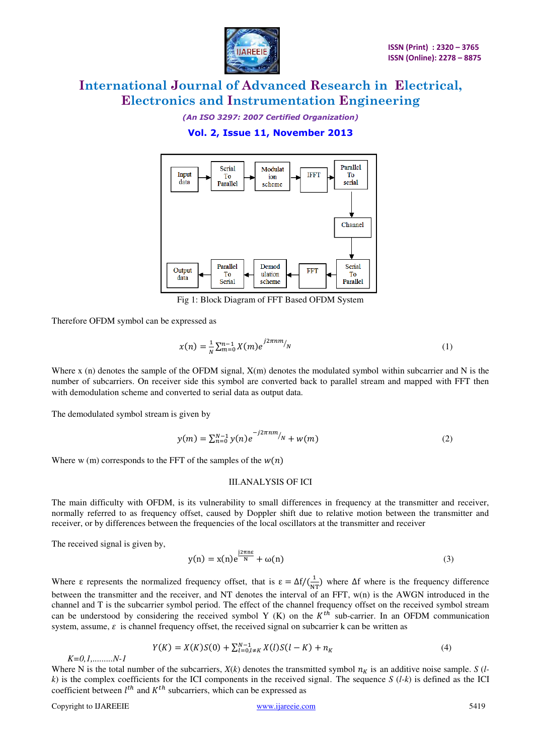Fig 1: Block Diagram of FFT Based OFDM System

Therefore OFDM symbol can be expressed as

$$x(n) = \frac{1}{N}\sum_{m=0}^{n-1} X(m)e^{j2\pi nm/N} \tag{1}$$

Where x (n) denotes the sample of the OFDM signal, X(m) denotes the modulated symbol within subcarrier and N is the number of subcarriers. On receiver side this symbol are converted back to parallel stream and mapped with FFT then with demodulation scheme and converted to serial data as output data.

The demodulated symbol stream is given by

$$y(m) = \sum_{n=0}^{N-1} y(n)e^{-j2\pi nm/N} + w(m) \tag{2}$$

Where w (m) corresponds to the FFT of the samples of the $w(n)$

## III.ANALYSIS OF ICI

The main difficulty with OFDM, is its vulnerability to small differences in frequency at the transmitter and receiver, normally referred to as frequency offset, caused by Doppler shift due to relative motion between the transmitter and receiver, or by differences between the frequencies of the local oscillators at the transmitter and receiver

The received signal is given by,

$$y(n) = x(n)e^{\frac{j2\pi n\varepsilon}{N}} + \omega(n) \tag{3}$$

Where ε represents the normalized frequency offset, that is $\varepsilon = \Delta f/(\frac{1}{NT})$ where Δf where is the frequency difference between the transmitter and the receiver, and NT denotes the interval of an FFT, w(n) is the AWGN introduced in the channel and T is the subcarrier symbol period. The effect of the channel frequency offset on the received symbol stream can be understood by considering the received symbol Y (K) on the $K^{th}$ sub-carrier. In an OFDM communication system, assume, $\varepsilon$ is channel frequency offset, the received signal on subcarrier k can be written as

$$Y(K) = X(K)S(0) + \sum_{l=0, l\neq K}^{N-1} X(l)S(l-K) + n_K \tag{4}$$

*K=0,1,.........N-1*

Where N is the total number of the subcarriers, *X*(*k*) denotes the transmitted symbol $n_K$ is an additive noise sample. *S* (*l*-*k*) is the complex coefficients for the ICI components in the received signal. The sequence *S* (*l*-*k*) is defined as the ICI coefficient between $l^{th}$ and $K^{th}$ subcarriers, which can be expressed as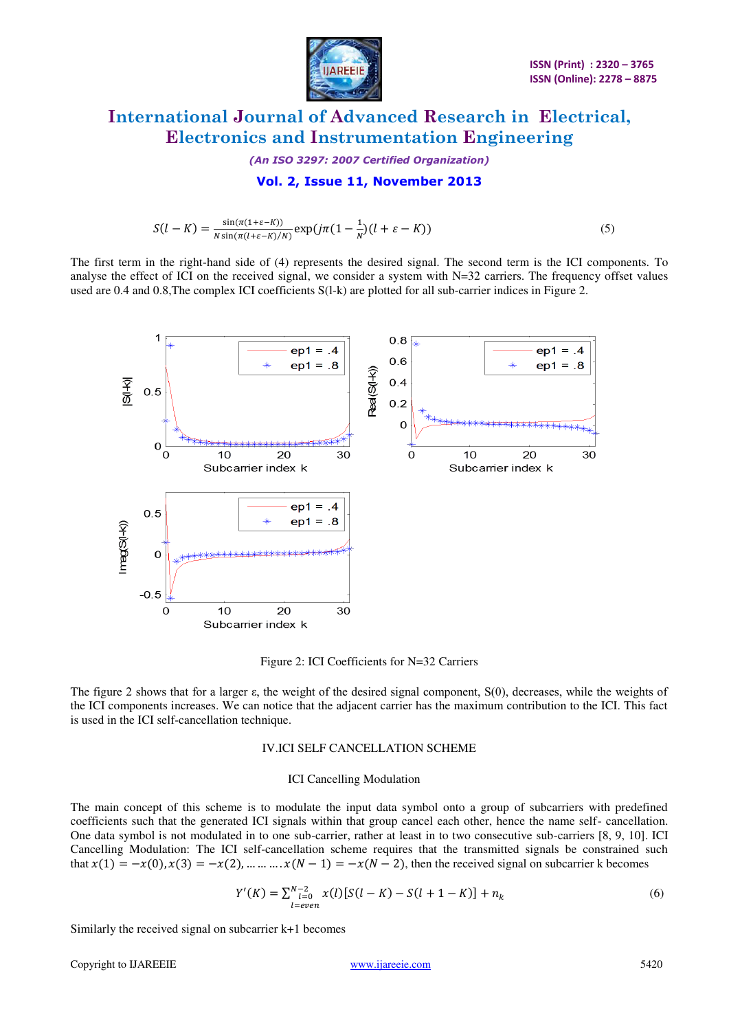$$S(l-K) = \frac{\sin(\pi(1+\varepsilon-K))}{N\sin(\pi(l+\varepsilon-K)/N)}\exp(j\pi(1-\frac{1}{N})(l+\varepsilon-K)) \tag{5}$$

The first term in the right-hand side of (4) represents the desired signal. The second term is the ICI components. To analyse the effect of ICI on the received signal, we consider a system with N=32 carriers. The frequency offset values used are 0.4 and 0.8,The complex ICI coefficients S(l-k) are plotted for all sub-carrier indices in Figure 2.

Figure 2: ICI Coefficients for N=32 Carriers

The figure 2 shows that for a larger ε, the weight of the desired signal component, S(0), decreases, while the weights of the ICI components increases. We can notice that the adjacent carrier has the maximum contribution to the ICI. This fact is used in the ICI self-cancellation technique.

## IV.ICI SELF CANCELLATION SCHEME

### ICI Cancelling Modulation

The main concept of this scheme is to modulate the input data symbol onto a group of subcarriers with predefined coefficients such that the generated ICI signals within that group cancel each other, hence the name self- cancellation. One data symbol is not modulated in to one sub-carrier, rather at least in to two consecutive sub-carriers [8, 9, 10]. ICI Cancelling Modulation: The ICI self-cancellation scheme requires that the transmitted signals be constrained such that $x(1) = -x(0), x(3) = -x(2), \ldots\ldots\ldots.x(N-1) = -x(N-2)$, then the received signal on subcarrier k becomes

$$Y'(K) = \sum_{\substack{l=0 \\ l=even}}^{N-2} x(l)[S(l-K) - S(l+1-K)] + n_k \tag{6}$$

Similarly the received signal on subcarrier k+1 becomes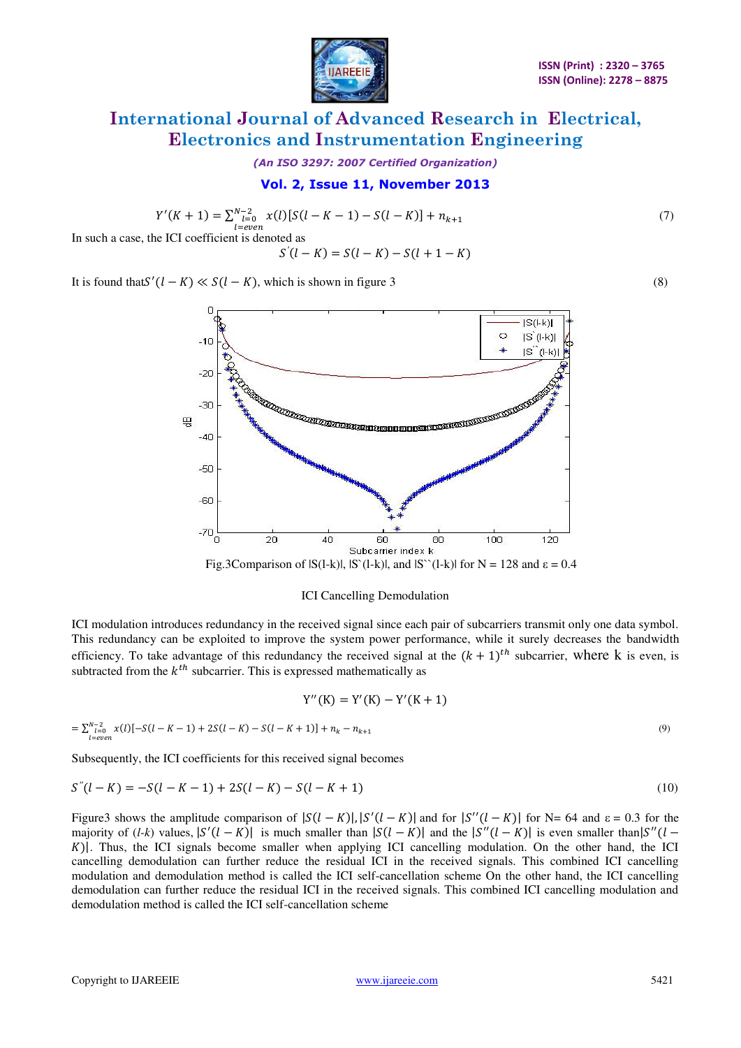$$Y'(K+1) = \sum_{\substack{l=0 \\ l=even}}^{N-2} x(l)[S(l-K-1) - S(l-K)] + n_{k+1} \tag{7}$$

In such a case, the ICI coefficient is denoted as

$$S^{'}(l-K) = S(l-K) - S(l+1-K)$$

It is found that $S'(l-K) \ll S(l-K)$, which is shown in figure 3 (8)

Fig.3Comparison of |S(l-k)|, |S`(l-k)|, and |S``(l-k)| for N = 128 and ε = 0.4

ICI Cancelling Demodulation

ICI modulation introduces redundancy in the received signal since each pair of subcarriers transmit only one data symbol. This redundancy can be exploited to improve the system power performance, while it surely decreases the bandwidth efficiency. To take advantage of this redundancy the received signal at the $(k+1)^{th}$ subcarrier, where k is even, is subtracted from the $k^{th}$ subcarrier. This is expressed mathematically as

$$Y''(K) = Y'(K) - Y'(K+1)$$

$$= \sum_{\substack{l=0 \\ l=even}}^{N-2} x(l)[-S(l-K-1) + 2S(l-K) - S(l-K+1)] + n_k - n_{k+1} \tag{9}$$

Subsequently, the ICI coefficients for this received signal becomes

$$S^{''}(l-K) = -S(l-K-1) + 2S(l-K) - S(l-K+1) \tag{10}$$

Figure3 shows the amplitude comparison of $|S(l-K)|, |S'(l-K)|$ and for $|S''(l-K)|$ for N= 64 and ε = 0.3 for the majority of (*l-k*) values, $|S'(l-K)|$ is much smaller than $|S(l-K)|$ and the $|S''(l-K)|$ is even smaller than $|S''(l-K)|$. Thus, the ICI signals become smaller when applying ICI cancelling modulation. On the other hand, the ICI cancelling demodulation can further reduce the residual ICI in the received signals. This combined ICI cancelling modulation and demodulation method is called the ICI self-cancellation scheme On the other hand, the ICI cancelling demodulation can further reduce the residual ICI in the received signals. This combined ICI cancelling modulation and demodulation method is called the ICI self-cancellation scheme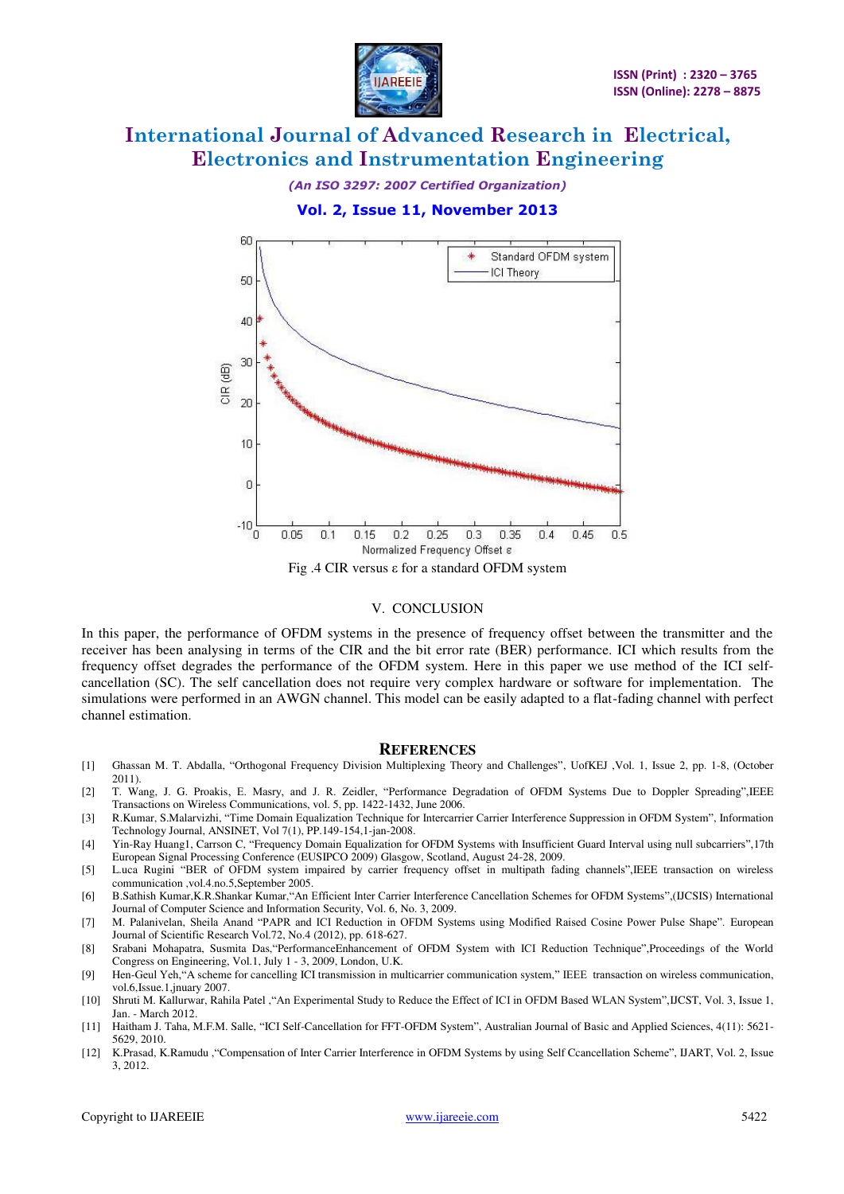Fig .4 CIR versus ε for a standard OFDM system

## V. CONCLUSION

In this paper, the performance of OFDM systems in the presence of frequency offset between the transmitter and the receiver has been analysing in terms of the CIR and the bit error rate (BER) performance. ICI which results from the frequency offset degrades the performance of the OFDM system. Here in this paper we use method of the ICI self-cancellation (SC). The self cancellation does not require very complex hardware or software for implementation. The simulations were performed in an AWGN channel. This model can be easily adapted to a flat-fading channel with perfect channel estimation.

## REFERENCES

[1] Ghassan M. T. Abdalla, "Orthogonal Frequency Division Multiplexing Theory and Challenges", UofKEJ ,Vol. 1, Issue 2, pp. 1-8, (October 2011).

[2] T. Wang, J. G. Proakis, E. Masry, and J. R. Zeidler, "Performance Degradation of OFDM Systems Due to Doppler Spreading",IEEE Transactions on Wireless Communications, vol. 5, pp. 1422-1432, June 2006.

[3] R.Kumar, S.Malarvizhi, "Time Domain Equalization Technique for Intercarrier Carrier Interference Suppression in OFDM System", Information Technology Journal, ANSINET, Vol 7(1), PP.149-154,1-jan-2008.

[4] Yin-Ray Huang1, Carrson C, "Frequency Domain Equalization for OFDM Systems with Insufficient Guard Interval using null subcarriers",17th European Signal Processing Conference (EUSIPCO 2009) Glasgow, Scotland, August 24-28, 2009.

[5] L.uca Rugini "BER of OFDM system impaired by carrier frequency offset in multipath fading channels",IEEE transaction on wireless communication ,vol.4.no.5,September 2005.

[6] B.Sathish Kumar,K.R.Shankar Kumar,"An Efficient Inter Carrier Interference Cancellation Schemes for OFDM Systems",(IJCSIS) International Journal of Computer Science and Information Security, Vol. 6, No. 3, 2009.

[7] M. Palanivelan, Sheila Anand "PAPR and ICI Reduction in OFDM Systems using Modified Raised Cosine Power Pulse Shape". European Journal of Scientific Research Vol.72, No.4 (2012), pp. 618-627.

[8] Srabani Mohapatra, Susmita Das,"PerformanceEnhancement of OFDM System with ICI Reduction Technique",Proceedings of the World Congress on Engineering, Vol.1, July 1 - 3, 2009, London, U.K.

[9] Hen-Geul Yeh,"A scheme for cancelling ICI transmission in multicarrier communication system," IEEE transaction on wireless communication, vol.6,Issue.1,jnuary 2007.

[10] Shruti M. Kallurwar, Rahila Patel ,"An Experimental Study to Reduce the Effect of ICI in OFDM Based WLAN System",IJCST, Vol. 3, Issue 1, Jan. - March 2012.

[11] Haitham J. Taha, M.F.M. Salle, "ICI Self-Cancellation for FFT-OFDM System", Australian Journal of Basic and Applied Sciences, 4(11): 5621-5629, 2010.

[12] K.Prasad, K.Ramudu ,"Compensation of Inter Carrier Interference in OFDM Systems by using Self Ccancellation Scheme", IJART, Vol. 2, Issue 3, 2012.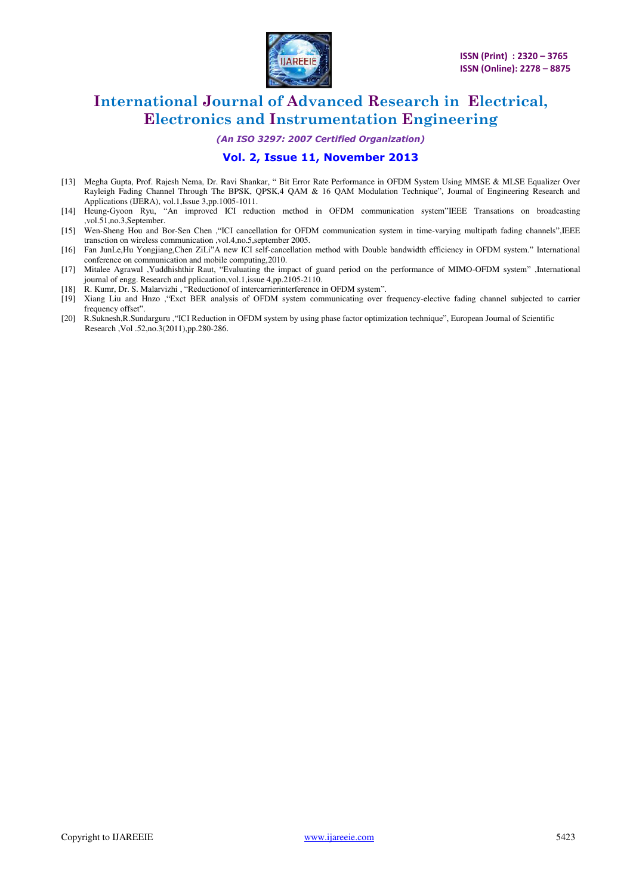[13] Megha Gupta, Prof. Rajesh Nema, Dr. Ravi Shankar, " Bit Error Rate Performance in OFDM System Using MMSE & MLSE Equalizer Over Rayleigh Fading Channel Through The BPSK, QPSK,4 QAM & 16 QAM Modulation Technique", Journal of Engineering Research and Applications (IJERA), vol.1,Issue 3,pp.1005-1011.

[14] Heung-Gyoon Ryu, "An improved ICI reduction method in OFDM communication system"IEEE Transations on broadcasting ,vol.51,no.3,September.

[15] Wen-Sheng Hou and Bor-Sen Chen ,"ICI cancellation for OFDM communication system in time-varying multipath fading channels",IEEE transction on wireless communication ,vol.4,no.5,september 2005.

[16] Fan JunLe,Hu Yongjiang,Chen ZiLi"A new ICI self-cancellation method with Double bandwidth efficiency in OFDM system." International conference on communication and mobile computing,2010.

[17] Mitalee Agrawal ,Yuddhishthir Raut, "Evaluating the impact of guard period on the performance of MIMO-OFDM system" ,International journal of engg. Research and pplicaation,vol.1,issue 4,pp.2105-2110.

[18] R. Kumr, Dr. S. Malarvizhi , "Reductionof of intercarrierinterference in OFDM system".

[19] Xiang Liu and Hnzo ,"Exct BER analysis of OFDM system communicating over frequency-elective fading channel subjected to carrier frequency offset".

[20] R.Suknesh,R.Sundarguru ,"ICI Reduction in OFDM system by using phase factor optimization technique", European Journal of Scientific Research ,Vol .52,no.3(2011),pp.280-286.